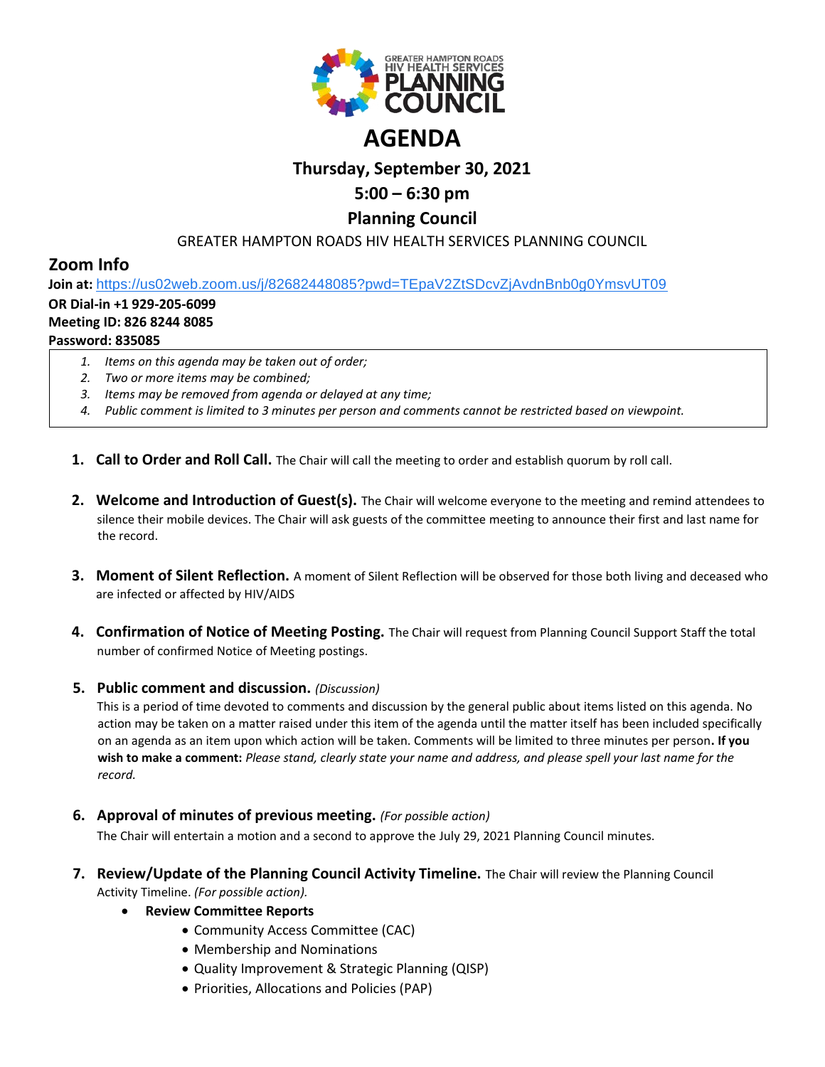GREATER HAMPTON ROADS HIV HEALTH SERVICES PLANNING COUNCIL

# AGENDA

## Thursday, September 30, 2021

## 5:00 – 6:30 pm

## Planning Council

GREATER HAMPTON ROADS HIV HEALTH SERVICES PLANNING COUNCIL

## Zoom Info

**Join at:** https://us02web.zoom.us/j/82682448085?pwd=TEpaV2ZtSDcvZjAvdnBnb0g0YmsvUT09

**OR Dial-in +1 929-205-6099**

**Meeting ID: 826 8244 8085**

**Password: 835085**

1. *Items on this agenda may be taken out of order;*
2. *Two or more items may be combined;*
3. *Items may be removed from agenda or delayed at any time;*
4. *Public comment is limited to 3 minutes per person and comments cannot be restricted based on viewpoint.*

1. **Call to Order and Roll Call.** The Chair will call the meeting to order and establish quorum by roll call.

2. **Welcome and Introduction of Guest(s).** The Chair will welcome everyone to the meeting and remind attendees to silence their mobile devices. The Chair will ask guests of the committee meeting to announce their first and last name for the record.

3. **Moment of Silent Reflection.** A moment of Silent Reflection will be observed for those both living and deceased who are infected or affected by HIV/AIDS

4. **Confirmation of Notice of Meeting Posting.** The Chair will request from Planning Council Support Staff the total number of confirmed Notice of Meeting postings.

5. **Public comment and discussion.** *(Discussion)*
   This is a period of time devoted to comments and discussion by the general public about items listed on this agenda. No action may be taken on a matter raised under this item of the agenda until the matter itself has been included specifically on an agenda as an item upon which action will be taken. Comments will be limited to three minutes per person**. If you wish to make a comment:** *Please stand, clearly state your name and address, and please spell your last name for the record.*

6. **Approval of minutes of previous meeting.** *(For possible action)*
   The Chair will entertain a motion and a second to approve the July 29, 2021 Planning Council minutes.

7. **Review/Update of the Planning Council Activity Timeline.** The Chair will review the Planning Council Activity Timeline. *(For possible action).*
   - **Review Committee Reports**
     - Community Access Committee (CAC)
     - Membership and Nominations
     - Quality Improvement & Strategic Planning (QISP)
     - Priorities, Allocations and Policies (PAP)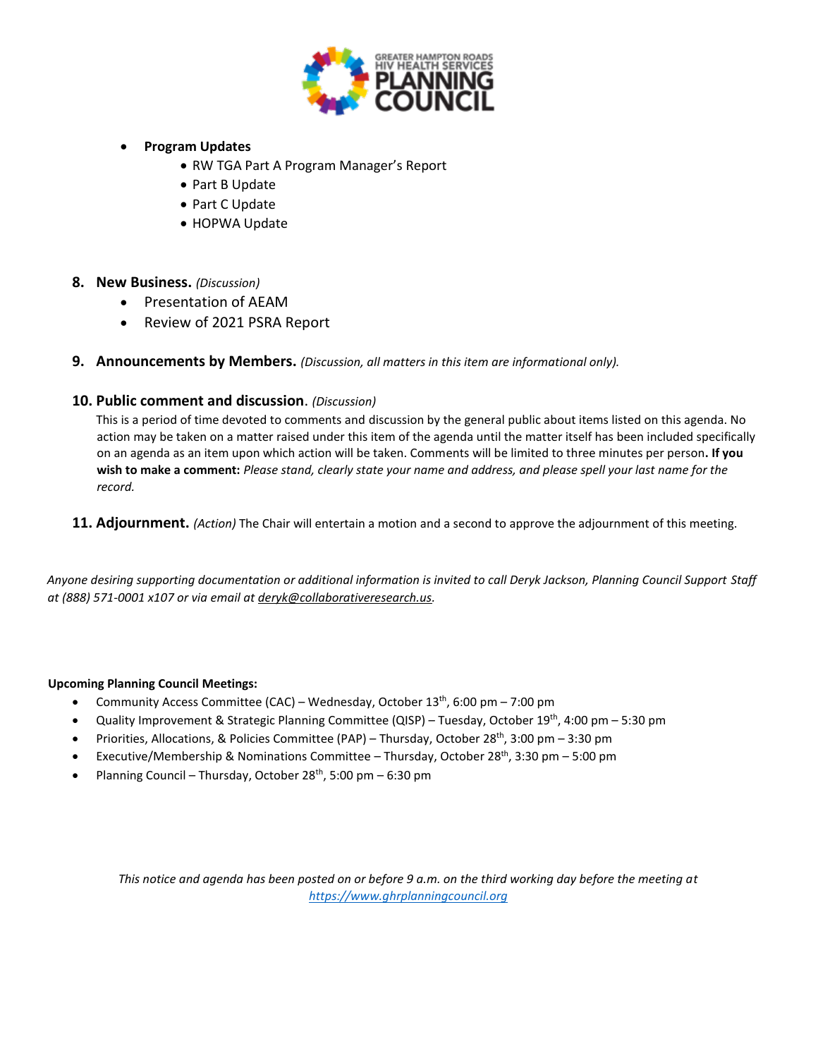- **Program Updates**
  - RW TGA Part A Program Manager's Report
  - Part B Update
  - Part C Update
  - HOPWA Update

**8. New Business.** *(Discussion)*

- Presentation of AEAM
- Review of 2021 PSRA Report

**9. Announcements by Members.** *(Discussion, all matters in this item are informational only).*

**10. Public comment and discussion**. *(Discussion)*

This is a period of time devoted to comments and discussion by the general public about items listed on this agenda. No action may be taken on a matter raised under this item of the agenda until the matter itself has been included specifically on an agenda as an item upon which action will be taken. Comments will be limited to three minutes per person**. If you wish to make a comment:** *Please stand, clearly state your name and address, and please spell your last name for the record.*

**11. Adjournment.** *(Action)* The Chair will entertain a motion and a second to approve the adjournment of this meeting.

*Anyone desiring supporting documentation or additional information is invited to call Deryk Jackson, Planning Council Support Staff at (888) 571-0001 x107 or via email at deryk@collaborativeresearch.us.*

**Upcoming Planning Council Meetings:**

- Community Access Committee (CAC) – Wednesday, October 13th, 6:00 pm – 7:00 pm
- Quality Improvement & Strategic Planning Committee (QISP) – Tuesday, October 19th, 4:00 pm – 5:30 pm
- Priorities, Allocations, & Policies Committee (PAP) – Thursday, October 28th, 3:00 pm – 3:30 pm
- Executive/Membership & Nominations Committee – Thursday, October 28th, 3:30 pm – 5:00 pm
- Planning Council – Thursday, October 28th, 5:00 pm – 6:30 pm

*This notice and agenda has been posted on or before 9 a.m. on the third working day before the meeting at https://www.ghrplanningcouncil.org*